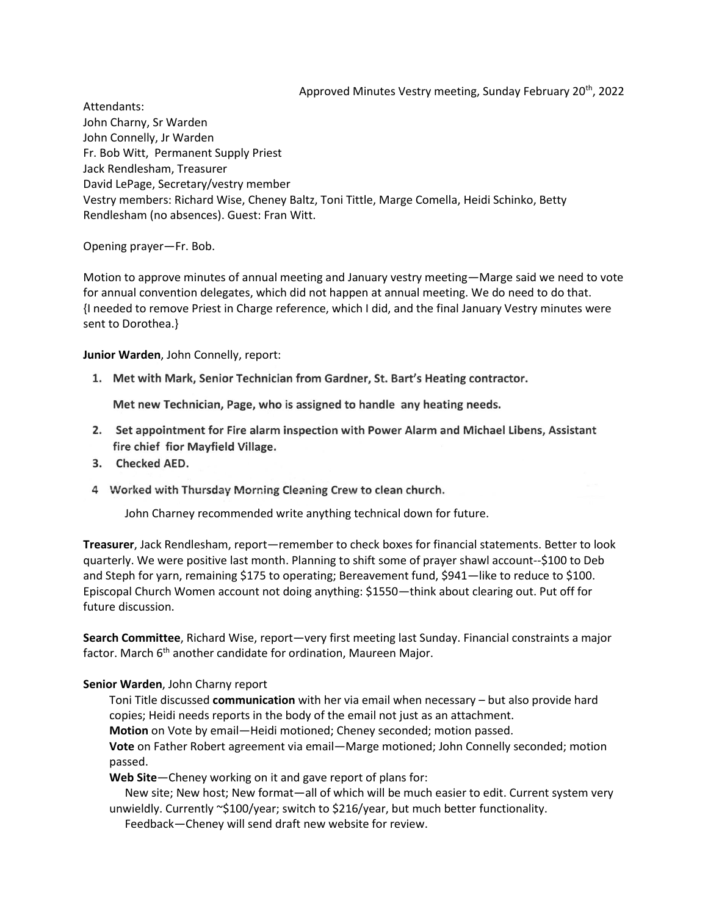Approved Minutes Vestry meeting, Sunday February 20th, 2022

Attendants:
John Charny, Sr Warden
John Connelly, Jr Warden
Fr. Bob Witt, Permanent Supply Priest
Jack Rendlesham, Treasurer
David LePage, Secretary/vestry member
Vestry members: Richard Wise, Cheney Baltz, Toni Tittle, Marge Comella, Heidi Schinko, Betty Rendlesham (no absences). Guest: Fran Witt.

Opening prayer—Fr. Bob.

Motion to approve minutes of annual meeting and January vestry meeting—Marge said we need to vote for annual convention delegates, which did not happen at annual meeting. We do need to do that. {I needed to remove Priest in Charge reference, which I did, and the final January Vestry minutes were sent to Dorothea.}

**Junior Warden**, John Connelly, report:

1. **Met with Mark, Senior Technician from Gardner, St. Bart's Heating contractor.**

   **Met new Technician, Page, who is assigned to handle any heating needs.**

2. **Set appointment for Fire alarm inspection with Power Alarm and Michael Libens, Assistant fire chief fior Mayfield Village.**
3. **Checked AED.**
4. **Worked with Thursday Morning Cleaning Crew to clean church.**

   John Charney recommended write anything technical down for future.

**Treasurer**, Jack Rendlesham, report—remember to check boxes for financial statements. Better to look quarterly. We were positive last month. Planning to shift some of prayer shawl account--$100 to Deb and Steph for yarn, remaining $175 to operating; Bereavement fund, $941—like to reduce to $100. Episcopal Church Women account not doing anything: $1550—think about clearing out. Put off for future discussion.

**Search Committee**, Richard Wise, report—very first meeting last Sunday. Financial constraints a major factor. March 6th another candidate for ordination, Maureen Major.

**Senior Warden**, John Charny report

Toni Title discussed **communication** with her via email when necessary – but also provide hard copies; Heidi needs reports in the body of the email not just as an attachment.

**Motion** on Vote by email—Heidi motioned; Cheney seconded; motion passed.

**Vote** on Father Robert agreement via email—Marge motioned; John Connelly seconded; motion passed.

**Web Site**—Cheney working on it and gave report of plans for:

New site; New host; New format—all of which will be much easier to edit. Current system very unwieldly. Currently ~$100/year; switch to $216/year, but much better functionality.

Feedback—Cheney will send draft new website for review.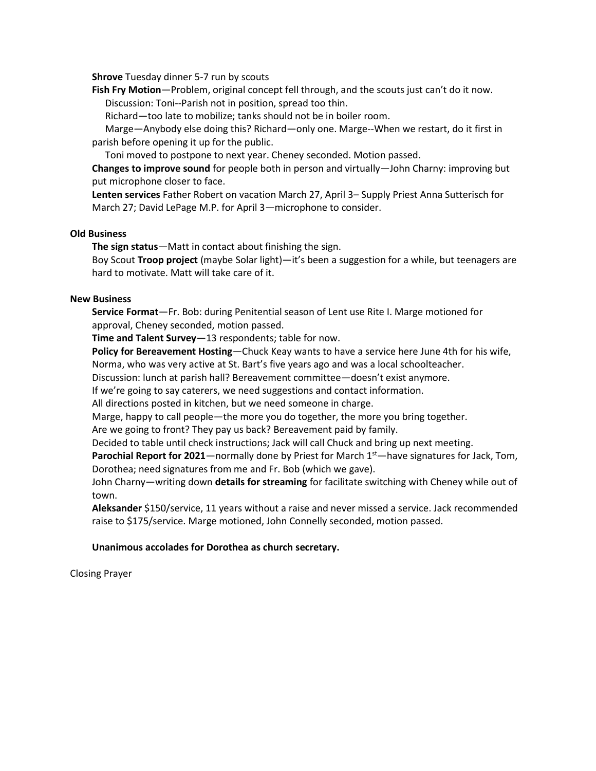**Shrove** Tuesday dinner 5-7 run by scouts

**Fish Fry Motion**—Problem, original concept fell through, and the scouts just can't do it now.

Discussion: Toni--Parish not in position, spread too thin.

Richard—too late to mobilize; tanks should not be in boiler room.

Marge—Anybody else doing this? Richard—only one. Marge--When we restart, do it first in parish before opening it up for the public.

Toni moved to postpone to next year. Cheney seconded. Motion passed.

**Changes to improve sound** for people both in person and virtually—John Charny: improving but put microphone closer to face.

**Lenten services** Father Robert on vacation March 27, April 3– Supply Priest Anna Sutterisch for March 27; David LePage M.P. for April 3—microphone to consider.

**Old Business**

**The sign status**—Matt in contact about finishing the sign.

Boy Scout **Troop project** (maybe Solar light)—it's been a suggestion for a while, but teenagers are hard to motivate. Matt will take care of it.

**New Business**

**Service Format**—Fr. Bob: during Penitential season of Lent use Rite I. Marge motioned for approval, Cheney seconded, motion passed.

**Time and Talent Survey**—13 respondents; table for now.

**Policy for Bereavement Hosting**—Chuck Keay wants to have a service here June 4th for his wife, Norma, who was very active at St. Bart's five years ago and was a local schoolteacher.

Discussion: lunch at parish hall? Bereavement committee—doesn't exist anymore.

If we're going to say caterers, we need suggestions and contact information.

All directions posted in kitchen, but we need someone in charge.

Marge, happy to call people—the more you do together, the more you bring together.

Are we going to front? They pay us back? Bereavement paid by family.

Decided to table until check instructions; Jack will call Chuck and bring up next meeting.

**Parochial Report for 2021**—normally done by Priest for March 1st—have signatures for Jack, Tom, Dorothea; need signatures from me and Fr. Bob (which we gave).

John Charny—writing down **details for streaming** for facilitate switching with Cheney while out of town.

**Aleksander** $150/service, 11 years without a raise and never missed a service. Jack recommended raise to $175/service. Marge motioned, John Connelly seconded, motion passed.

**Unanimous accolades for Dorothea as church secretary.**

Closing Prayer